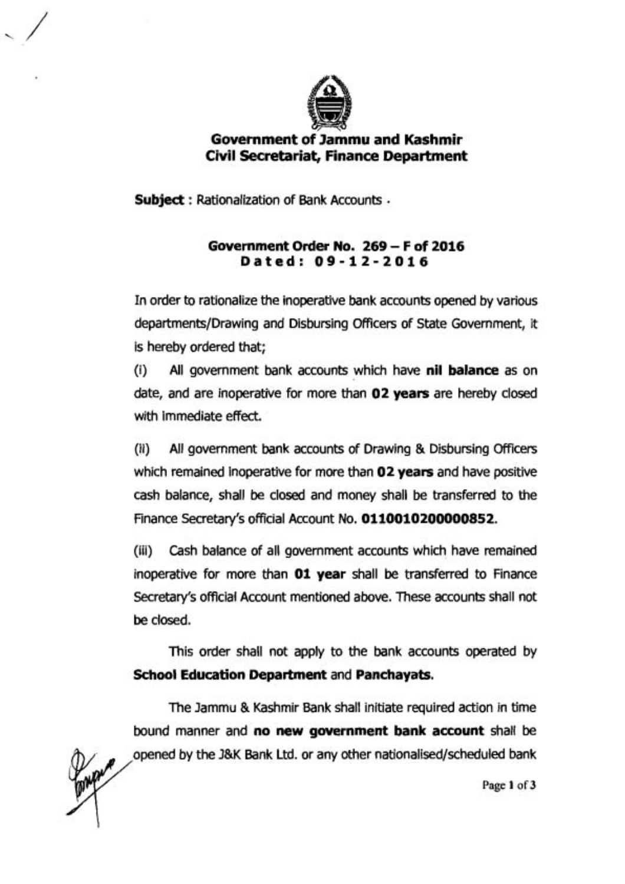**Government of Jammu and Kashmir**
**Civil Secretariat, Finance Department**

**Subject** : Rationalization of Bank Accounts .

**Government Order No. 269 – F of 2016**
**Dated: 09-12-2016**

In order to rationalize the inoperative bank accounts opened by various departments/Drawing and Disbursing Officers of State Government, it is hereby ordered that;

(i) All government bank accounts which have **nil balance** as on date, and are inoperative for more than **02 years** are hereby closed with immediate effect.

(ii) All government bank accounts of Drawing & Disbursing Officers which remained inoperative for more than **02 years** and have positive cash balance, shall be closed and money shall be transferred to the Finance Secretary's official Account No. **0110010200000852**.

(iii) Cash balance of all government accounts which have remained inoperative for more than **01 year** shall be transferred to Finance Secretary's official Account mentioned above. These accounts shall not be closed.

This order shall not apply to the bank accounts operated by **School Education Department** and **Panchayats.**

The Jammu & Kashmir Bank shall initiate required action in time bound manner and **no new government bank account** shall be opened by the J&K Bank Ltd. or any other nationalised/scheduled bank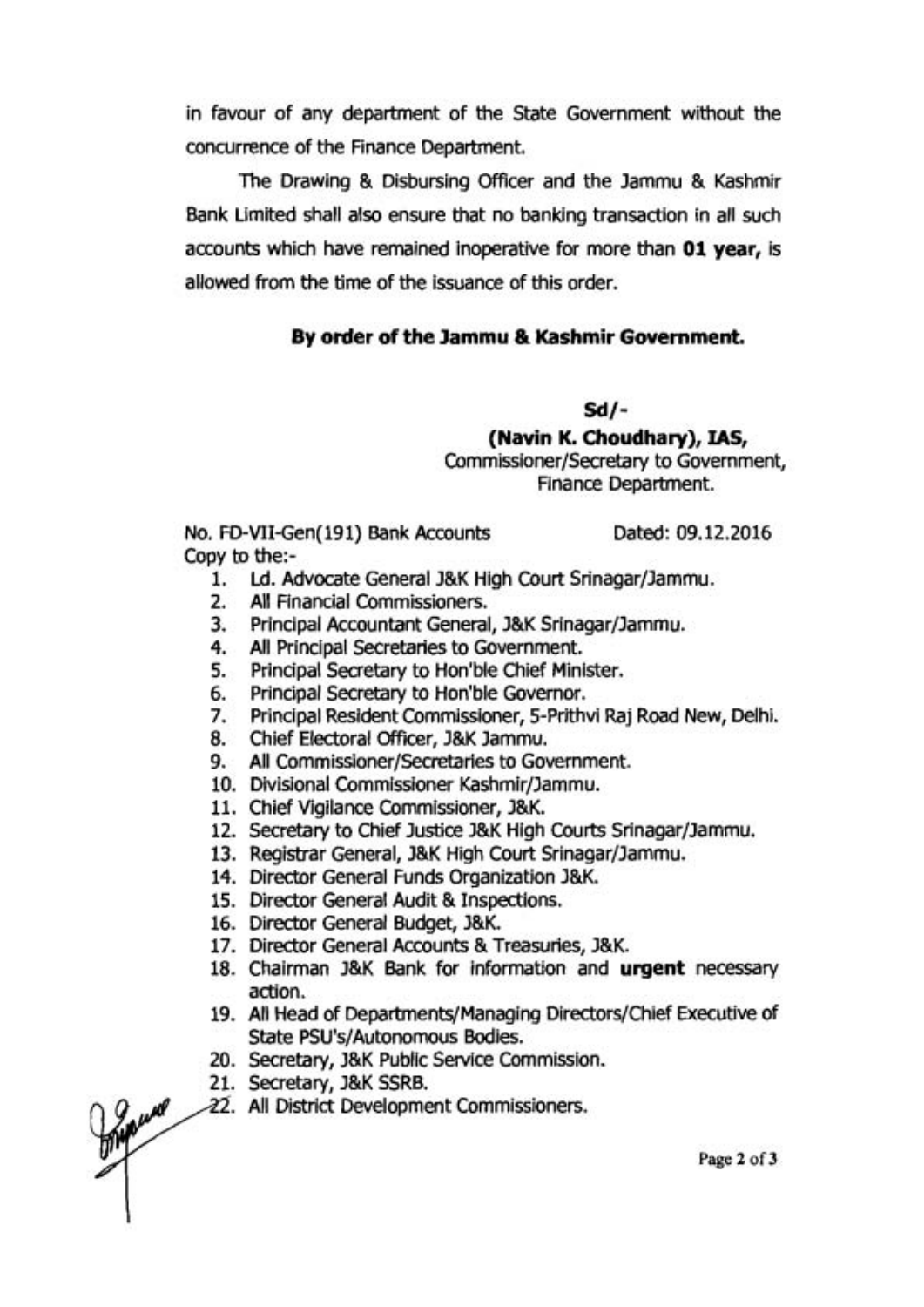in favour of any department of the State Government without the concurrence of the Finance Department.

The Drawing & Disbursing Officer and the Jammu & Kashmir Bank Limited shall also ensure that no banking transaction in all such accounts which have remained inoperative for more than **01 year,** is allowed from the time of the issuance of this order.

**By order of the Jammu & Kashmir Government.**

**Sd/-**

**(Navin K. Choudhary), IAS,**
Commissioner/Secretary to Government,
Finance Department.

No. FD-VII-Gen(191) Bank Accounts     Dated: 09.12.2016

Copy to the:-

1. Ld. Advocate General J&K High Court Srinagar/Jammu.
2. All Financial Commissioners.
3. Principal Accountant General, J&K Srinagar/Jammu.
4. All Principal Secretaries to Government.
5. Principal Secretary to Hon'ble Chief Minister.
6. Principal Secretary to Hon'ble Governor.
7. Principal Resident Commissioner, 5-Prithvi Raj Road New, Delhi.
8. Chief Electoral Officer, J&K Jammu.
9. All Commissioner/Secretaries to Government.
10. Divisional Commissioner Kashmir/Jammu.
11. Chief Vigilance Commissioner, J&K.
12. Secretary to Chief Justice J&K High Courts Srinagar/Jammu.
13. Registrar General, J&K High Court Srinagar/Jammu.
14. Director General Funds Organization J&K.
15. Director General Audit & Inspections.
16. Director General Budget, J&K.
17. Director General Accounts & Treasuries, J&K.
18. Chairman J&K Bank for information and **urgent** necessary action.
19. All Head of Departments/Managing Directors/Chief Executive of State PSU's/Autonomous Bodies.
20. Secretary, J&K Public Service Commission.
21. Secretary, J&K SSRB.
22. All District Development Commissioners.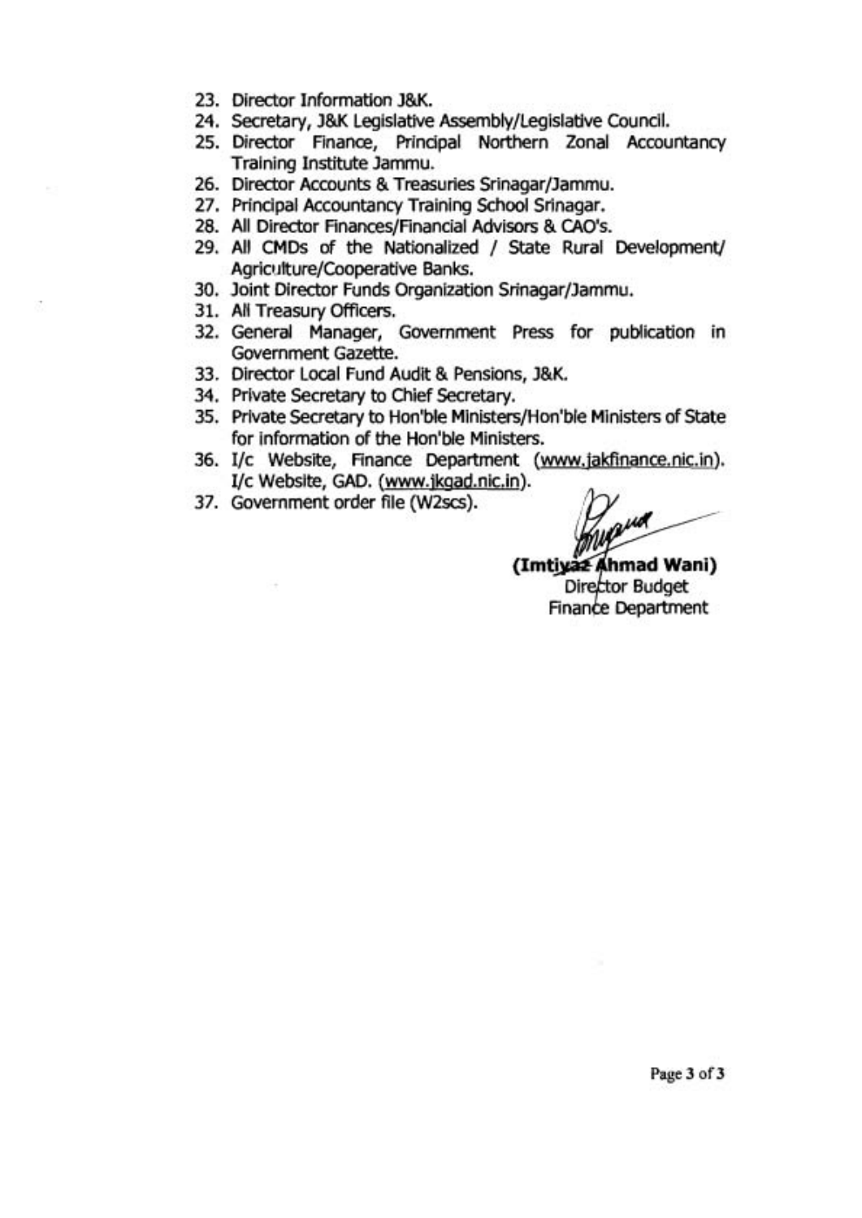23. Director Information J&K.
24. Secretary, J&K Legislative Assembly/Legislative Council.
25. Director Finance, Principal Northern Zonal Accountancy Training Institute Jammu.
26. Director Accounts & Treasuries Srinagar/Jammu.
27. Principal Accountancy Training School Srinagar.
28. All Director Finances/Financial Advisors & CAO's.
29. All CMDs of the Nationalized / State Rural Development/ Agriculture/Cooperative Banks.
30. Joint Director Funds Organization Srinagar/Jammu.
31. All Treasury Officers.
32. General Manager, Government Press for publication in Government Gazette.
33. Director Local Fund Audit & Pensions, J&K.
34. Private Secretary to Chief Secretary.
35. Private Secretary to Hon'ble Ministers/Hon'ble Ministers of State for information of the Hon'ble Ministers.
36. I/c Website, Finance Department (www.jakfinance.nic.in). I/c Website, GAD. (www.jkgad.nic.in).
37. Government order file (W2scs).

**(Imtiyaz Ahmad Wani)**
Director Budget
Finance Department